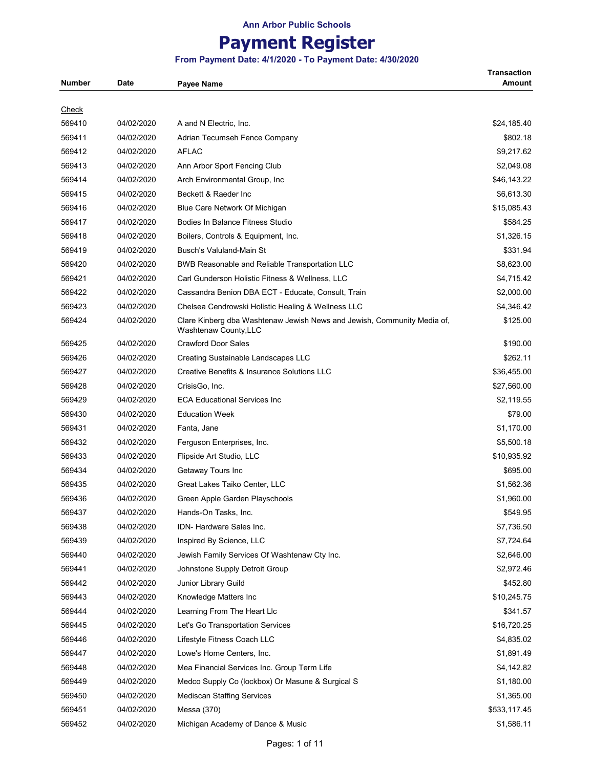Ann Arbor Public Schools

# Payment Register

**From Payment Date: 4/1/2020 - To Payment Date: 4/30/2020**

| Number | Date | Payee Name | Transaction Amount |
|---|---|---|---|
| Check | | | |
| 569410 | 04/02/2020 | A and N Electric, Inc. | $24,185.40 |
| 569411 | 04/02/2020 | Adrian Tecumseh Fence Company | $802.18 |
| 569412 | 04/02/2020 | AFLAC | $9,217.62 |
| 569413 | 04/02/2020 | Ann Arbor Sport Fencing Club | $2,049.08 |
| 569414 | 04/02/2020 | Arch Environmental Group, Inc | $46,143.22 |
| 569415 | 04/02/2020 | Beckett & Raeder Inc | $6,613.30 |
| 569416 | 04/02/2020 | Blue Care Network Of Michigan | $15,085.43 |
| 569417 | 04/02/2020 | Bodies In Balance Fitness Studio | $584.25 |
| 569418 | 04/02/2020 | Boilers, Controls & Equipment, Inc. | $1,326.15 |
| 569419 | 04/02/2020 | Busch's Valuland-Main St | $331.94 |
| 569420 | 04/02/2020 | BWB Reasonable and Reliable Transportation LLC | $8,623.00 |
| 569421 | 04/02/2020 | Carl Gunderson Holistic Fitness & Wellness, LLC | $4,715.42 |
| 569422 | 04/02/2020 | Cassandra Benion DBA ECT - Educate, Consult, Train | $2,000.00 |
| 569423 | 04/02/2020 | Chelsea Cendrowski Holistic Healing & Wellness LLC | $4,346.42 |
| 569424 | 04/02/2020 | Clare Kinberg dba Washtenaw Jewish News and Jewish, Community Media of, Washtenaw County,LLC | $125.00 |
| 569425 | 04/02/2020 | Crawford Door Sales | $190.00 |
| 569426 | 04/02/2020 | Creating Sustainable Landscapes LLC | $262.11 |
| 569427 | 04/02/2020 | Creative Benefits & Insurance Solutions LLC | $36,455.00 |
| 569428 | 04/02/2020 | CrisisGo, Inc. | $27,560.00 |
| 569429 | 04/02/2020 | ECA Educational Services Inc | $2,119.55 |
| 569430 | 04/02/2020 | Education Week | $79.00 |
| 569431 | 04/02/2020 | Fanta, Jane | $1,170.00 |
| 569432 | 04/02/2020 | Ferguson Enterprises, Inc. | $5,500.18 |
| 569433 | 04/02/2020 | Flipside Art Studio, LLC | $10,935.92 |
| 569434 | 04/02/2020 | Getaway Tours Inc | $695.00 |
| 569435 | 04/02/2020 | Great Lakes Taiko Center, LLC | $1,562.36 |
| 569436 | 04/02/2020 | Green Apple Garden Playschools | $1,960.00 |
| 569437 | 04/02/2020 | Hands-On Tasks, Inc. | $549.95 |
| 569438 | 04/02/2020 | IDN- Hardware Sales Inc. | $7,736.50 |
| 569439 | 04/02/2020 | Inspired By Science, LLC | $7,724.64 |
| 569440 | 04/02/2020 | Jewish Family Services Of Washtenaw Cty Inc. | $2,646.00 |
| 569441 | 04/02/2020 | Johnstone Supply Detroit Group | $2,972.46 |
| 569442 | 04/02/2020 | Junior Library Guild | $452.80 |
| 569443 | 04/02/2020 | Knowledge Matters Inc | $10,245.75 |
| 569444 | 04/02/2020 | Learning From The Heart Llc | $341.57 |
| 569445 | 04/02/2020 | Let's Go Transportation Services | $16,720.25 |
| 569446 | 04/02/2020 | Lifestyle Fitness Coach LLC | $4,835.02 |
| 569447 | 04/02/2020 | Lowe's Home Centers, Inc. | $1,891.49 |
| 569448 | 04/02/2020 | Mea Financial Services Inc. Group Term Life | $4,142.82 |
| 569449 | 04/02/2020 | Medco Supply Co (lockbox) Or Masune & Surgical S | $1,180.00 |
| 569450 | 04/02/2020 | Mediscan Staffing Services | $1,365.00 |
| 569451 | 04/02/2020 | Messa (370) | $533,117.45 |
| 569452 | 04/02/2020 | Michigan Academy of Dance & Music | $1,586.11 |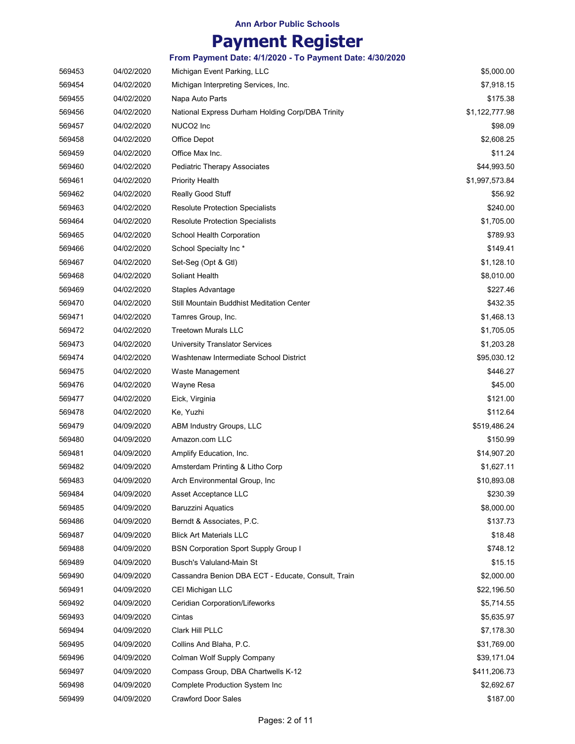**Ann Arbor Public Schools**

# Payment Register

**From Payment Date: 4/1/2020 - To Payment Date: 4/30/2020**

| | | | |
|---|---|---|---|
| 569453 | 04/02/2020 | Michigan Event Parking, LLC | $5,000.00 |
| 569454 | 04/02/2020 | Michigan Interpreting Services, Inc. | $7,918.15 |
| 569455 | 04/02/2020 | Napa Auto Parts | $175.38 |
| 569456 | 04/02/2020 | National Express Durham Holding Corp/DBA Trinity | $1,122,777.98 |
| 569457 | 04/02/2020 | NUCO2 Inc | $98.09 |
| 569458 | 04/02/2020 | Office Depot | $2,608.25 |
| 569459 | 04/02/2020 | Office Max Inc. | $11.24 |
| 569460 | 04/02/2020 | Pediatric Therapy Associates | $44,993.50 |
| 569461 | 04/02/2020 | Priority Health | $1,997,573.84 |
| 569462 | 04/02/2020 | Really Good Stuff | $56.92 |
| 569463 | 04/02/2020 | Resolute Protection Specialists | $240.00 |
| 569464 | 04/02/2020 | Resolute Protection Specialists | $1,705.00 |
| 569465 | 04/02/2020 | School Health Corporation | $789.93 |
| 569466 | 04/02/2020 | School Specialty Inc * | $149.41 |
| 569467 | 04/02/2020 | Set-Seg (Opt & Gtl) | $1,128.10 |
| 569468 | 04/02/2020 | Soliant Health | $8,010.00 |
| 569469 | 04/02/2020 | Staples Advantage | $227.46 |
| 569470 | 04/02/2020 | Still Mountain Buddhist Meditation Center | $432.35 |
| 569471 | 04/02/2020 | Tamres Group, Inc. | $1,468.13 |
| 569472 | 04/02/2020 | Treetown Murals LLC | $1,705.05 |
| 569473 | 04/02/2020 | University Translator Services | $1,203.28 |
| 569474 | 04/02/2020 | Washtenaw Intermediate School District | $95,030.12 |
| 569475 | 04/02/2020 | Waste Management | $446.27 |
| 569476 | 04/02/2020 | Wayne Resa | $45.00 |
| 569477 | 04/02/2020 | Eick, Virginia | $121.00 |
| 569478 | 04/02/2020 | Ke, Yuzhi | $112.64 |
| 569479 | 04/09/2020 | ABM Industry Groups, LLC | $519,486.24 |
| 569480 | 04/09/2020 | Amazon.com LLC | $150.99 |
| 569481 | 04/09/2020 | Amplify Education, Inc. | $14,907.20 |
| 569482 | 04/09/2020 | Amsterdam Printing & Litho Corp | $1,627.11 |
| 569483 | 04/09/2020 | Arch Environmental Group, Inc | $10,893.08 |
| 569484 | 04/09/2020 | Asset Acceptance LLC | $230.39 |
| 569485 | 04/09/2020 | Baruzzini Aquatics | $8,000.00 |
| 569486 | 04/09/2020 | Berndt & Associates, P.C. | $137.73 |
| 569487 | 04/09/2020 | Blick Art Materials LLC | $18.48 |
| 569488 | 04/09/2020 | BSN Corporation Sport Supply Group I | $748.12 |
| 569489 | 04/09/2020 | Busch's Valuland-Main St | $15.15 |
| 569490 | 04/09/2020 | Cassandra Benion DBA ECT - Educate, Consult, Train | $2,000.00 |
| 569491 | 04/09/2020 | CEI Michigan LLC | $22,196.50 |
| 569492 | 04/09/2020 | Ceridian Corporation/Lifeworks | $5,714.55 |
| 569493 | 04/09/2020 | Cintas | $5,635.97 |
| 569494 | 04/09/2020 | Clark Hill PLLC | $7,178.30 |
| 569495 | 04/09/2020 | Collins And Blaha, P.C. | $31,769.00 |
| 569496 | 04/09/2020 | Colman Wolf Supply Company | $39,171.04 |
| 569497 | 04/09/2020 | Compass Group, DBA Chartwells K-12 | $411,206.73 |
| 569498 | 04/09/2020 | Complete Production System Inc | $2,692.67 |
| 569499 | 04/09/2020 | Crawford Door Sales | $187.00 |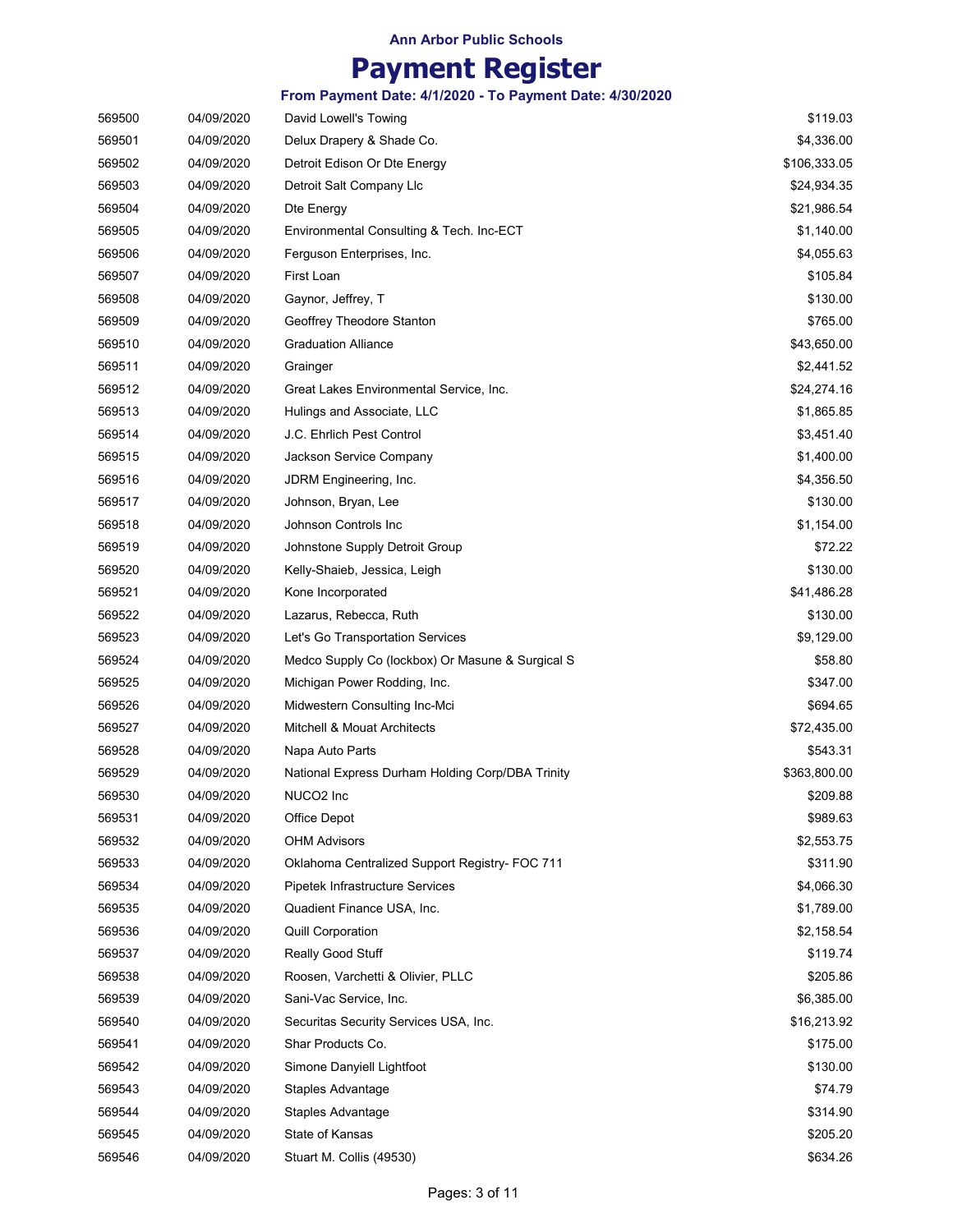**Ann Arbor Public Schools**

# Payment Register

**From Payment Date: 4/1/2020 - To Payment Date: 4/30/2020**

| | | | |
|---|---|---|---|
| 569500 | 04/09/2020 | David Lowell's Towing | $119.03 |
| 569501 | 04/09/2020 | Delux Drapery & Shade Co. | $4,336.00 |
| 569502 | 04/09/2020 | Detroit Edison Or Dte Energy | $106,333.05 |
| 569503 | 04/09/2020 | Detroit Salt Company Llc | $24,934.35 |
| 569504 | 04/09/2020 | Dte Energy | $21,986.54 |
| 569505 | 04/09/2020 | Environmental Consulting & Tech. Inc-ECT | $1,140.00 |
| 569506 | 04/09/2020 | Ferguson Enterprises, Inc. | $4,055.63 |
| 569507 | 04/09/2020 | First Loan | $105.84 |
| 569508 | 04/09/2020 | Gaynor, Jeffrey, T | $130.00 |
| 569509 | 04/09/2020 | Geoffrey Theodore Stanton | $765.00 |
| 569510 | 04/09/2020 | Graduation Alliance | $43,650.00 |
| 569511 | 04/09/2020 | Grainger | $2,441.52 |
| 569512 | 04/09/2020 | Great Lakes Environmental Service, Inc. | $24,274.16 |
| 569513 | 04/09/2020 | Hulings and Associate, LLC | $1,865.85 |
| 569514 | 04/09/2020 | J.C. Ehrlich Pest Control | $3,451.40 |
| 569515 | 04/09/2020 | Jackson Service Company | $1,400.00 |
| 569516 | 04/09/2020 | JDRM Engineering, Inc. | $4,356.50 |
| 569517 | 04/09/2020 | Johnson, Bryan, Lee | $130.00 |
| 569518 | 04/09/2020 | Johnson Controls Inc | $1,154.00 |
| 569519 | 04/09/2020 | Johnstone Supply Detroit Group | $72.22 |
| 569520 | 04/09/2020 | Kelly-Shaieb, Jessica, Leigh | $130.00 |
| 569521 | 04/09/2020 | Kone Incorporated | $41,486.28 |
| 569522 | 04/09/2020 | Lazarus, Rebecca, Ruth | $130.00 |
| 569523 | 04/09/2020 | Let's Go Transportation Services | $9,129.00 |
| 569524 | 04/09/2020 | Medco Supply Co (lockbox) Or Masune & Surgical S | $58.80 |
| 569525 | 04/09/2020 | Michigan Power Rodding, Inc. | $347.00 |
| 569526 | 04/09/2020 | Midwestern Consulting Inc-Mci | $694.65 |
| 569527 | 04/09/2020 | Mitchell & Mouat Architects | $72,435.00 |
| 569528 | 04/09/2020 | Napa Auto Parts | $543.31 |
| 569529 | 04/09/2020 | National Express Durham Holding Corp/DBA Trinity | $363,800.00 |
| 569530 | 04/09/2020 | NUCO2 Inc | $209.88 |
| 569531 | 04/09/2020 | Office Depot | $989.63 |
| 569532 | 04/09/2020 | OHM Advisors | $2,553.75 |
| 569533 | 04/09/2020 | Oklahoma Centralized Support Registry- FOC 711 | $311.90 |
| 569534 | 04/09/2020 | Pipetek Infrastructure Services | $4,066.30 |
| 569535 | 04/09/2020 | Quadient Finance USA, Inc. | $1,789.00 |
| 569536 | 04/09/2020 | Quill Corporation | $2,158.54 |
| 569537 | 04/09/2020 | Really Good Stuff | $119.74 |
| 569538 | 04/09/2020 | Roosen, Varchetti & Olivier, PLLC | $205.86 |
| 569539 | 04/09/2020 | Sani-Vac Service, Inc. | $6,385.00 |
| 569540 | 04/09/2020 | Securitas Security Services USA, Inc. | $16,213.92 |
| 569541 | 04/09/2020 | Shar Products Co. | $175.00 |
| 569542 | 04/09/2020 | Simone Danyiell Lightfoot | $130.00 |
| 569543 | 04/09/2020 | Staples Advantage | $74.79 |
| 569544 | 04/09/2020 | Staples Advantage | $314.90 |
| 569545 | 04/09/2020 | State of Kansas | $205.20 |
| 569546 | 04/09/2020 | Stuart M. Collis (49530) | $634.26 |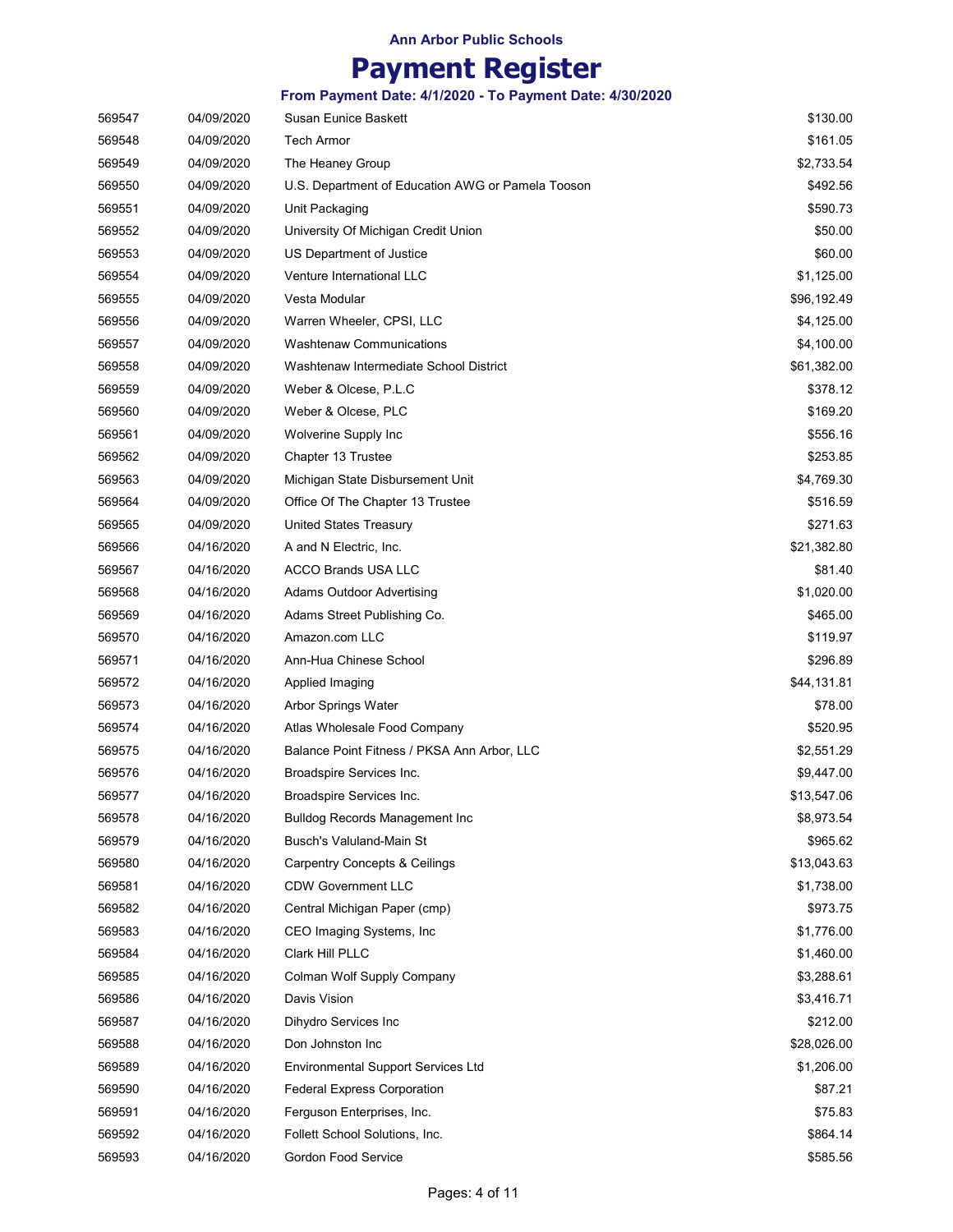**Ann Arbor Public Schools**

# Payment Register

**From Payment Date: 4/1/2020 - To Payment Date: 4/30/2020**

| | | | |
|---|---|---|---|
| 569547 | 04/09/2020 | Susan Eunice Baskett | $130.00 |
| 569548 | 04/09/2020 | Tech Armor | $161.05 |
| 569549 | 04/09/2020 | The Heaney Group | $2,733.54 |
| 569550 | 04/09/2020 | U.S. Department of Education AWG or Pamela Tooson | $492.56 |
| 569551 | 04/09/2020 | Unit Packaging | $590.73 |
| 569552 | 04/09/2020 | University Of Michigan Credit Union | $50.00 |
| 569553 | 04/09/2020 | US Department of Justice | $60.00 |
| 569554 | 04/09/2020 | Venture International LLC | $1,125.00 |
| 569555 | 04/09/2020 | Vesta Modular | $96,192.49 |
| 569556 | 04/09/2020 | Warren Wheeler, CPSI, LLC | $4,125.00 |
| 569557 | 04/09/2020 | Washtenaw Communications | $4,100.00 |
| 569558 | 04/09/2020 | Washtenaw Intermediate School District | $61,382.00 |
| 569559 | 04/09/2020 | Weber & Olcese, P.L.C | $378.12 |
| 569560 | 04/09/2020 | Weber & Olcese, PLC | $169.20 |
| 569561 | 04/09/2020 | Wolverine Supply Inc | $556.16 |
| 569562 | 04/09/2020 | Chapter 13 Trustee | $253.85 |
| 569563 | 04/09/2020 | Michigan State Disbursement Unit | $4,769.30 |
| 569564 | 04/09/2020 | Office Of The Chapter 13 Trustee | $516.59 |
| 569565 | 04/09/2020 | United States Treasury | $271.63 |
| 569566 | 04/16/2020 | A and N Electric, Inc. | $21,382.80 |
| 569567 | 04/16/2020 | ACCO Brands USA LLC | $81.40 |
| 569568 | 04/16/2020 | Adams Outdoor Advertising | $1,020.00 |
| 569569 | 04/16/2020 | Adams Street Publishing Co. | $465.00 |
| 569570 | 04/16/2020 | Amazon.com LLC | $119.97 |
| 569571 | 04/16/2020 | Ann-Hua Chinese School | $296.89 |
| 569572 | 04/16/2020 | Applied Imaging | $44,131.81 |
| 569573 | 04/16/2020 | Arbor Springs Water | $78.00 |
| 569574 | 04/16/2020 | Atlas Wholesale Food Company | $520.95 |
| 569575 | 04/16/2020 | Balance Point Fitness / PKSA Ann Arbor, LLC | $2,551.29 |
| 569576 | 04/16/2020 | Broadspire Services Inc. | $9,447.00 |
| 569577 | 04/16/2020 | Broadspire Services Inc. | $13,547.06 |
| 569578 | 04/16/2020 | Bulldog Records Management Inc | $8,973.54 |
| 569579 | 04/16/2020 | Busch's Valuland-Main St | $965.62 |
| 569580 | 04/16/2020 | Carpentry Concepts & Ceilings | $13,043.63 |
| 569581 | 04/16/2020 | CDW Government LLC | $1,738.00 |
| 569582 | 04/16/2020 | Central Michigan Paper (cmp) | $973.75 |
| 569583 | 04/16/2020 | CEO Imaging Systems, Inc | $1,776.00 |
| 569584 | 04/16/2020 | Clark Hill PLLC | $1,460.00 |
| 569585 | 04/16/2020 | Colman Wolf Supply Company | $3,288.61 |
| 569586 | 04/16/2020 | Davis Vision | $3,416.71 |
| 569587 | 04/16/2020 | Dihydro Services Inc | $212.00 |
| 569588 | 04/16/2020 | Don Johnston Inc | $28,026.00 |
| 569589 | 04/16/2020 | Environmental Support Services Ltd | $1,206.00 |
| 569590 | 04/16/2020 | Federal Express Corporation | $87.21 |
| 569591 | 04/16/2020 | Ferguson Enterprises, Inc. | $75.83 |
| 569592 | 04/16/2020 | Follett School Solutions, Inc. | $864.14 |
| 569593 | 04/16/2020 | Gordon Food Service | $585.56 |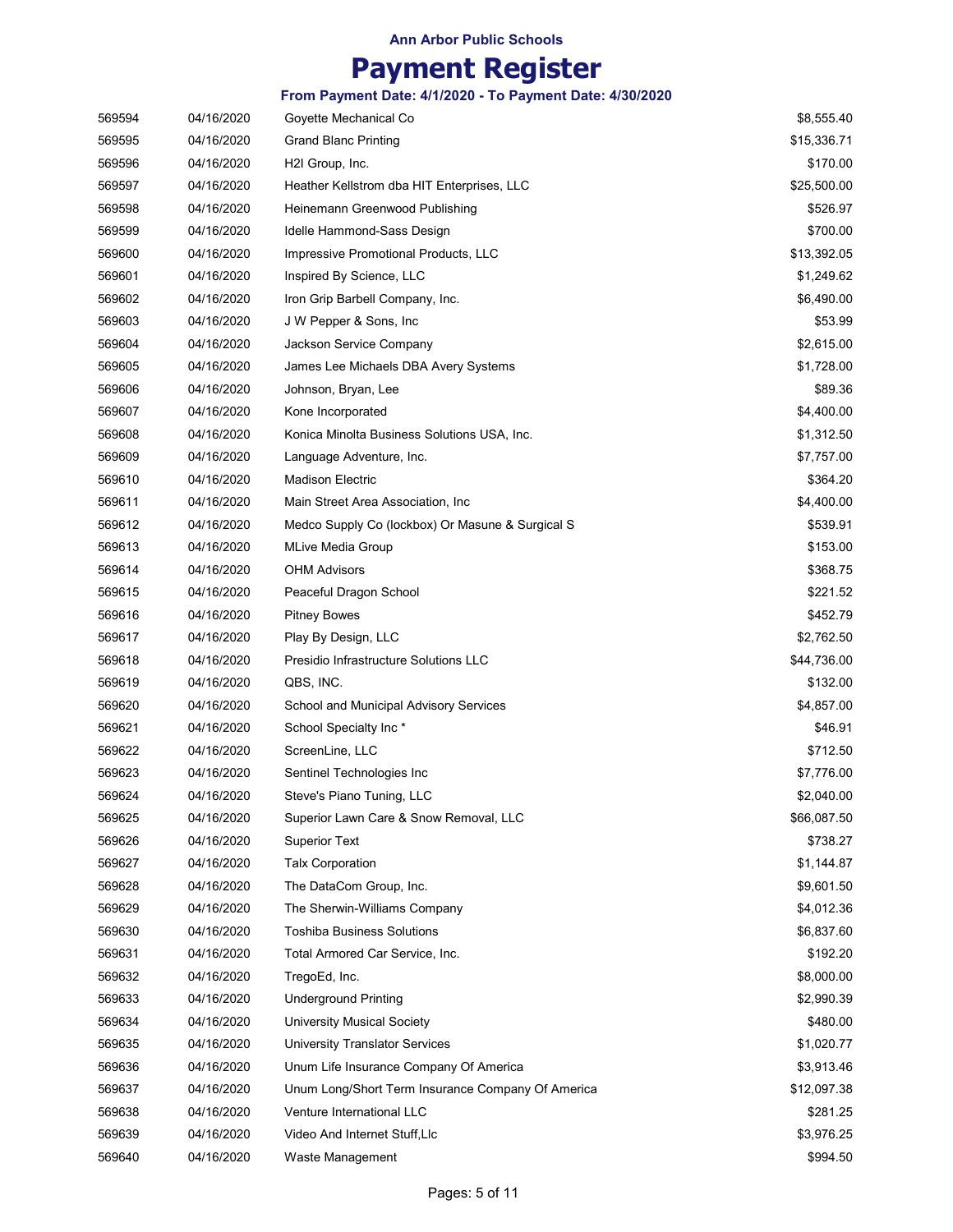Ann Arbor Public Schools

# Payment Register

### From Payment Date: 4/1/2020 - To Payment Date: 4/30/2020

| | | | |
|---|---|---|---|
| 569594 | 04/16/2020 | Goyette Mechanical Co | $8,555.40 |
| 569595 | 04/16/2020 | Grand Blanc Printing | $15,336.71 |
| 569596 | 04/16/2020 | H2I Group, Inc. | $170.00 |
| 569597 | 04/16/2020 | Heather Kellstrom dba HIT Enterprises, LLC | $25,500.00 |
| 569598 | 04/16/2020 | Heinemann Greenwood Publishing | $526.97 |
| 569599 | 04/16/2020 | Idelle Hammond-Sass Design | $700.00 |
| 569600 | 04/16/2020 | Impressive Promotional Products, LLC | $13,392.05 |
| 569601 | 04/16/2020 | Inspired By Science, LLC | $1,249.62 |
| 569602 | 04/16/2020 | Iron Grip Barbell Company, Inc. | $6,490.00 |
| 569603 | 04/16/2020 | J W Pepper & Sons, Inc | $53.99 |
| 569604 | 04/16/2020 | Jackson Service Company | $2,615.00 |
| 569605 | 04/16/2020 | James Lee Michaels DBA Avery Systems | $1,728.00 |
| 569606 | 04/16/2020 | Johnson, Bryan, Lee | $89.36 |
| 569607 | 04/16/2020 | Kone Incorporated | $4,400.00 |
| 569608 | 04/16/2020 | Konica Minolta Business Solutions USA, Inc. | $1,312.50 |
| 569609 | 04/16/2020 | Language Adventure, Inc. | $7,757.00 |
| 569610 | 04/16/2020 | Madison Electric | $364.20 |
| 569611 | 04/16/2020 | Main Street Area Association, Inc | $4,400.00 |
| 569612 | 04/16/2020 | Medco Supply Co (lockbox) Or Masune & Surgical S | $539.91 |
| 569613 | 04/16/2020 | MLive Media Group | $153.00 |
| 569614 | 04/16/2020 | OHM Advisors | $368.75 |
| 569615 | 04/16/2020 | Peaceful Dragon School | $221.52 |
| 569616 | 04/16/2020 | Pitney Bowes | $452.79 |
| 569617 | 04/16/2020 | Play By Design, LLC | $2,762.50 |
| 569618 | 04/16/2020 | Presidio Infrastructure Solutions LLC | $44,736.00 |
| 569619 | 04/16/2020 | QBS, INC. | $132.00 |
| 569620 | 04/16/2020 | School and Municipal Advisory Services | $4,857.00 |
| 569621 | 04/16/2020 | School Specialty Inc * | $46.91 |
| 569622 | 04/16/2020 | ScreenLine, LLC | $712.50 |
| 569623 | 04/16/2020 | Sentinel Technologies Inc | $7,776.00 |
| 569624 | 04/16/2020 | Steve's Piano Tuning, LLC | $2,040.00 |
| 569625 | 04/16/2020 | Superior Lawn Care & Snow Removal, LLC | $66,087.50 |
| 569626 | 04/16/2020 | Superior Text | $738.27 |
| 569627 | 04/16/2020 | Talx Corporation | $1,144.87 |
| 569628 | 04/16/2020 | The DataCom Group, Inc. | $9,601.50 |
| 569629 | 04/16/2020 | The Sherwin-Williams Company | $4,012.36 |
| 569630 | 04/16/2020 | Toshiba Business Solutions | $6,837.60 |
| 569631 | 04/16/2020 | Total Armored Car Service, Inc. | $192.20 |
| 569632 | 04/16/2020 | TregoEd, Inc. | $8,000.00 |
| 569633 | 04/16/2020 | Underground Printing | $2,990.39 |
| 569634 | 04/16/2020 | University Musical Society | $480.00 |
| 569635 | 04/16/2020 | University Translator Services | $1,020.77 |
| 569636 | 04/16/2020 | Unum Life Insurance Company Of America | $3,913.46 |
| 569637 | 04/16/2020 | Unum Long/Short Term Insurance Company Of America | $12,097.38 |
| 569638 | 04/16/2020 | Venture International LLC | $281.25 |
| 569639 | 04/16/2020 | Video And Internet Stuff,Llc | $3,976.25 |
| 569640 | 04/16/2020 | Waste Management | $994.50 |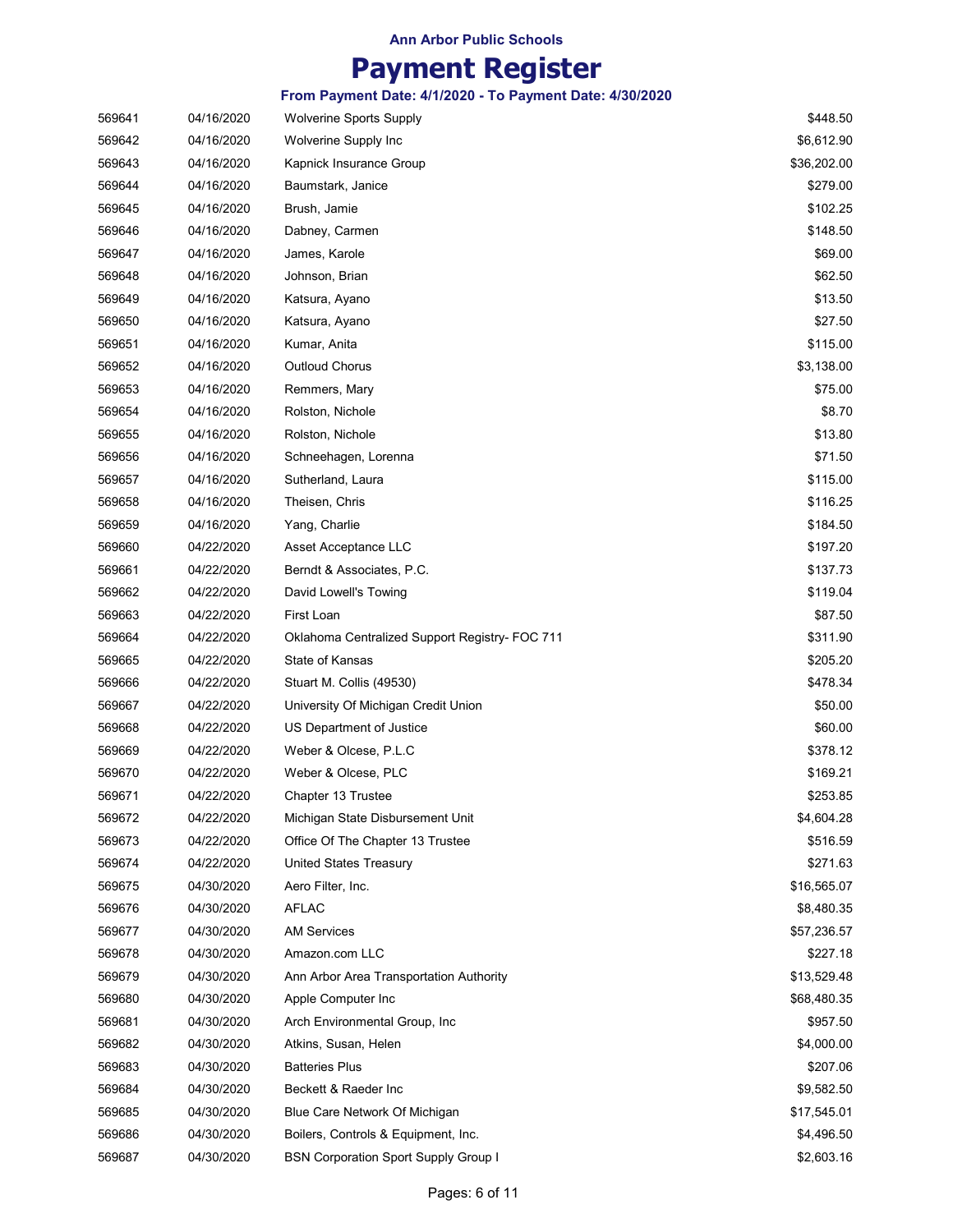**Ann Arbor Public Schools**

# Payment Register

**From Payment Date: 4/1/2020 - To Payment Date: 4/30/2020**

| | | | |
|---|---|---|---|
| 569641 | 04/16/2020 | Wolverine Sports Supply | $448.50 |
| 569642 | 04/16/2020 | Wolverine Supply Inc | $6,612.90 |
| 569643 | 04/16/2020 | Kapnick Insurance Group | $36,202.00 |
| 569644 | 04/16/2020 | Baumstark, Janice | $279.00 |
| 569645 | 04/16/2020 | Brush, Jamie | $102.25 |
| 569646 | 04/16/2020 | Dabney, Carmen | $148.50 |
| 569647 | 04/16/2020 | James, Karole | $69.00 |
| 569648 | 04/16/2020 | Johnson, Brian | $62.50 |
| 569649 | 04/16/2020 | Katsura, Ayano | $13.50 |
| 569650 | 04/16/2020 | Katsura, Ayano | $27.50 |
| 569651 | 04/16/2020 | Kumar, Anita | $115.00 |
| 569652 | 04/16/2020 | Outloud Chorus | $3,138.00 |
| 569653 | 04/16/2020 | Remmers, Mary | $75.00 |
| 569654 | 04/16/2020 | Rolston, Nichole | $8.70 |
| 569655 | 04/16/2020 | Rolston, Nichole | $13.80 |
| 569656 | 04/16/2020 | Schneehagen, Lorenna | $71.50 |
| 569657 | 04/16/2020 | Sutherland, Laura | $115.00 |
| 569658 | 04/16/2020 | Theisen, Chris | $116.25 |
| 569659 | 04/16/2020 | Yang, Charlie | $184.50 |
| 569660 | 04/22/2020 | Asset Acceptance LLC | $197.20 |
| 569661 | 04/22/2020 | Berndt & Associates, P.C. | $137.73 |
| 569662 | 04/22/2020 | David Lowell's Towing | $119.04 |
| 569663 | 04/22/2020 | First Loan | $87.50 |
| 569664 | 04/22/2020 | Oklahoma Centralized Support Registry- FOC 711 | $311.90 |
| 569665 | 04/22/2020 | State of Kansas | $205.20 |
| 569666 | 04/22/2020 | Stuart M. Collis (49530) | $478.34 |
| 569667 | 04/22/2020 | University Of Michigan Credit Union | $50.00 |
| 569668 | 04/22/2020 | US Department of Justice | $60.00 |
| 569669 | 04/22/2020 | Weber & Olcese, P.L.C | $378.12 |
| 569670 | 04/22/2020 | Weber & Olcese, PLC | $169.21 |
| 569671 | 04/22/2020 | Chapter 13 Trustee | $253.85 |
| 569672 | 04/22/2020 | Michigan State Disbursement Unit | $4,604.28 |
| 569673 | 04/22/2020 | Office Of The Chapter 13 Trustee | $516.59 |
| 569674 | 04/22/2020 | United States Treasury | $271.63 |
| 569675 | 04/30/2020 | Aero Filter, Inc. | $16,565.07 |
| 569676 | 04/30/2020 | AFLAC | $8,480.35 |
| 569677 | 04/30/2020 | AM Services | $57,236.57 |
| 569678 | 04/30/2020 | Amazon.com LLC | $227.18 |
| 569679 | 04/30/2020 | Ann Arbor Area Transportation Authority | $13,529.48 |
| 569680 | 04/30/2020 | Apple Computer Inc | $68,480.35 |
| 569681 | 04/30/2020 | Arch Environmental Group, Inc | $957.50 |
| 569682 | 04/30/2020 | Atkins, Susan, Helen | $4,000.00 |
| 569683 | 04/30/2020 | Batteries Plus | $207.06 |
| 569684 | 04/30/2020 | Beckett & Raeder Inc | $9,582.50 |
| 569685 | 04/30/2020 | Blue Care Network Of Michigan | $17,545.01 |
| 569686 | 04/30/2020 | Boilers, Controls & Equipment, Inc. | $4,496.50 |
| 569687 | 04/30/2020 | BSN Corporation Sport Supply Group I | $2,603.16 |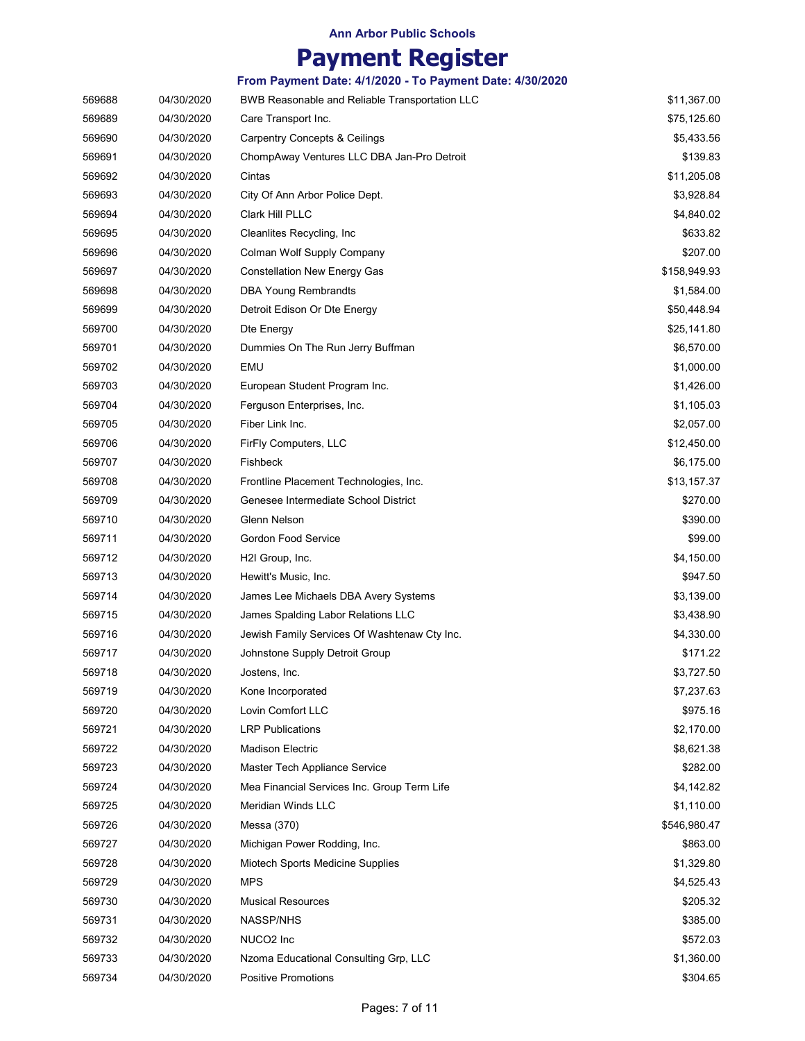**Ann Arbor Public Schools**

# Payment Register

**From Payment Date: 4/1/2020 - To Payment Date: 4/30/2020**

| | | | |
|---|---|---|---|
| 569688 | 04/30/2020 | BWB Reasonable and Reliable Transportation LLC | $11,367.00 |
| 569689 | 04/30/2020 | Care Transport Inc. | $75,125.60 |
| 569690 | 04/30/2020 | Carpentry Concepts & Ceilings | $5,433.56 |
| 569691 | 04/30/2020 | ChompAway Ventures LLC DBA Jan-Pro Detroit | $139.83 |
| 569692 | 04/30/2020 | Cintas | $11,205.08 |
| 569693 | 04/30/2020 | City Of Ann Arbor Police Dept. | $3,928.84 |
| 569694 | 04/30/2020 | Clark Hill PLLC | $4,840.02 |
| 569695 | 04/30/2020 | Cleanlites Recycling, Inc | $633.82 |
| 569696 | 04/30/2020 | Colman Wolf Supply Company | $207.00 |
| 569697 | 04/30/2020 | Constellation New Energy Gas | $158,949.93 |
| 569698 | 04/30/2020 | DBA Young Rembrandts | $1,584.00 |
| 569699 | 04/30/2020 | Detroit Edison Or Dte Energy | $50,448.94 |
| 569700 | 04/30/2020 | Dte Energy | $25,141.80 |
| 569701 | 04/30/2020 | Dummies On The Run Jerry Buffman | $6,570.00 |
| 569702 | 04/30/2020 | EMU | $1,000.00 |
| 569703 | 04/30/2020 | European Student Program Inc. | $1,426.00 |
| 569704 | 04/30/2020 | Ferguson Enterprises, Inc. | $1,105.03 |
| 569705 | 04/30/2020 | Fiber Link Inc. | $2,057.00 |
| 569706 | 04/30/2020 | FirFly Computers, LLC | $12,450.00 |
| 569707 | 04/30/2020 | Fishbeck | $6,175.00 |
| 569708 | 04/30/2020 | Frontline Placement Technologies, Inc. | $13,157.37 |
| 569709 | 04/30/2020 | Genesee Intermediate School District | $270.00 |
| 569710 | 04/30/2020 | Glenn Nelson | $390.00 |
| 569711 | 04/30/2020 | Gordon Food Service | $99.00 |
| 569712 | 04/30/2020 | H2I Group, Inc. | $4,150.00 |
| 569713 | 04/30/2020 | Hewitt's Music, Inc. | $947.50 |
| 569714 | 04/30/2020 | James Lee Michaels DBA Avery Systems | $3,139.00 |
| 569715 | 04/30/2020 | James Spalding Labor Relations LLC | $3,438.90 |
| 569716 | 04/30/2020 | Jewish Family Services Of Washtenaw Cty Inc. | $4,330.00 |
| 569717 | 04/30/2020 | Johnstone Supply Detroit Group | $171.22 |
| 569718 | 04/30/2020 | Jostens, Inc. | $3,727.50 |
| 569719 | 04/30/2020 | Kone Incorporated | $7,237.63 |
| 569720 | 04/30/2020 | Lovin Comfort LLC | $975.16 |
| 569721 | 04/30/2020 | LRP Publications | $2,170.00 |
| 569722 | 04/30/2020 | Madison Electric | $8,621.38 |
| 569723 | 04/30/2020 | Master Tech Appliance Service | $282.00 |
| 569724 | 04/30/2020 | Mea Financial Services Inc. Group Term Life | $4,142.82 |
| 569725 | 04/30/2020 | Meridian Winds LLC | $1,110.00 |
| 569726 | 04/30/2020 | Messa (370) | $546,980.47 |
| 569727 | 04/30/2020 | Michigan Power Rodding, Inc. | $863.00 |
| 569728 | 04/30/2020 | Miotech Sports Medicine Supplies | $1,329.80 |
| 569729 | 04/30/2020 | MPS | $4,525.43 |
| 569730 | 04/30/2020 | Musical Resources | $205.32 |
| 569731 | 04/30/2020 | NASSP/NHS | $385.00 |
| 569732 | 04/30/2020 | NUCO2 Inc | $572.03 |
| 569733 | 04/30/2020 | Nzoma Educational Consulting Grp, LLC | $1,360.00 |
| 569734 | 04/30/2020 | Positive Promotions | $304.65 |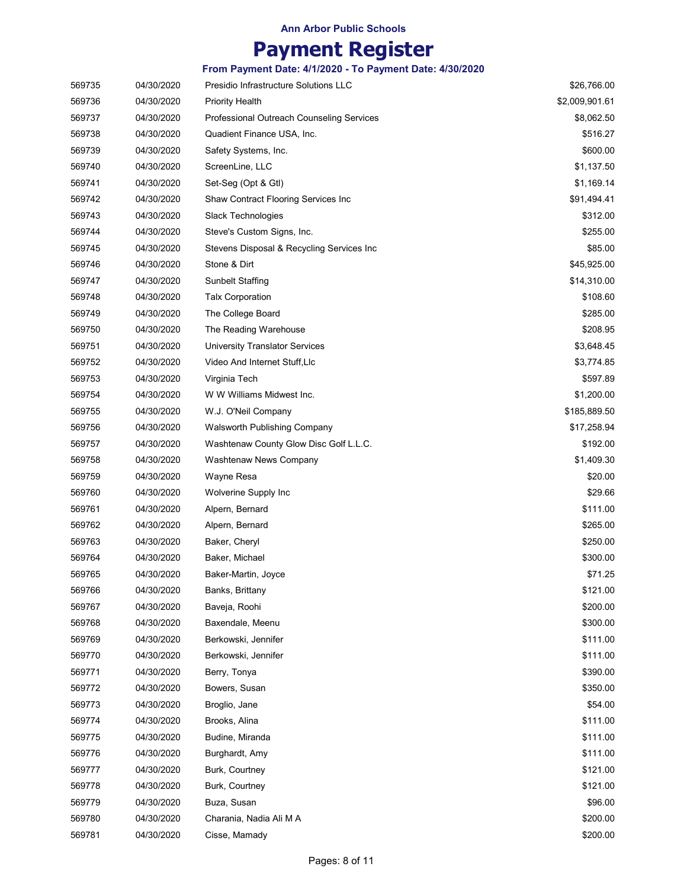Ann Arbor Public Schools

# Payment Register

### From Payment Date: 4/1/2020 - To Payment Date: 4/30/2020

| | | | |
|---|---|---|---|
| 569735 | 04/30/2020 | Presidio Infrastructure Solutions LLC | $26,766.00 |
| 569736 | 04/30/2020 | Priority Health | $2,009,901.61 |
| 569737 | 04/30/2020 | Professional Outreach Counseling Services | $8,062.50 |
| 569738 | 04/30/2020 | Quadient Finance USA, Inc. | $516.27 |
| 569739 | 04/30/2020 | Safety Systems, Inc. | $600.00 |
| 569740 | 04/30/2020 | ScreenLine, LLC | $1,137.50 |
| 569741 | 04/30/2020 | Set-Seg (Opt & Gtl) | $1,169.14 |
| 569742 | 04/30/2020 | Shaw Contract Flooring Services Inc | $91,494.41 |
| 569743 | 04/30/2020 | Slack Technologies | $312.00 |
| 569744 | 04/30/2020 | Steve's Custom Signs, Inc. | $255.00 |
| 569745 | 04/30/2020 | Stevens Disposal & Recycling Services Inc | $85.00 |
| 569746 | 04/30/2020 | Stone & Dirt | $45,925.00 |
| 569747 | 04/30/2020 | Sunbelt Staffing | $14,310.00 |
| 569748 | 04/30/2020 | Talx Corporation | $108.60 |
| 569749 | 04/30/2020 | The College Board | $285.00 |
| 569750 | 04/30/2020 | The Reading Warehouse | $208.95 |
| 569751 | 04/30/2020 | University Translator Services | $3,648.45 |
| 569752 | 04/30/2020 | Video And Internet Stuff,Llc | $3,774.85 |
| 569753 | 04/30/2020 | Virginia Tech | $597.89 |
| 569754 | 04/30/2020 | W W Williams Midwest Inc. | $1,200.00 |
| 569755 | 04/30/2020 | W.J. O'Neil Company | $185,889.50 |
| 569756 | 04/30/2020 | Walsworth Publishing Company | $17,258.94 |
| 569757 | 04/30/2020 | Washtenaw County Glow Disc Golf L.L.C. | $192.00 |
| 569758 | 04/30/2020 | Washtenaw News Company | $1,409.30 |
| 569759 | 04/30/2020 | Wayne Resa | $20.00 |
| 569760 | 04/30/2020 | Wolverine Supply Inc | $29.66 |
| 569761 | 04/30/2020 | Alpern, Bernard | $111.00 |
| 569762 | 04/30/2020 | Alpern, Bernard | $265.00 |
| 569763 | 04/30/2020 | Baker, Cheryl | $250.00 |
| 569764 | 04/30/2020 | Baker, Michael | $300.00 |
| 569765 | 04/30/2020 | Baker-Martin, Joyce | $71.25 |
| 569766 | 04/30/2020 | Banks, Brittany | $121.00 |
| 569767 | 04/30/2020 | Baveja, Roohi | $200.00 |
| 569768 | 04/30/2020 | Baxendale, Meenu | $300.00 |
| 569769 | 04/30/2020 | Berkowski, Jennifer | $111.00 |
| 569770 | 04/30/2020 | Berkowski, Jennifer | $111.00 |
| 569771 | 04/30/2020 | Berry, Tonya | $390.00 |
| 569772 | 04/30/2020 | Bowers, Susan | $350.00 |
| 569773 | 04/30/2020 | Broglio, Jane | $54.00 |
| 569774 | 04/30/2020 | Brooks, Alina | $111.00 |
| 569775 | 04/30/2020 | Budine, Miranda | $111.00 |
| 569776 | 04/30/2020 | Burghardt, Amy | $111.00 |
| 569777 | 04/30/2020 | Burk, Courtney | $121.00 |
| 569778 | 04/30/2020 | Burk, Courtney | $121.00 |
| 569779 | 04/30/2020 | Buza, Susan | $96.00 |
| 569780 | 04/30/2020 | Charania, Nadia Ali M A | $200.00 |
| 569781 | 04/30/2020 | Cisse, Mamady | $200.00 |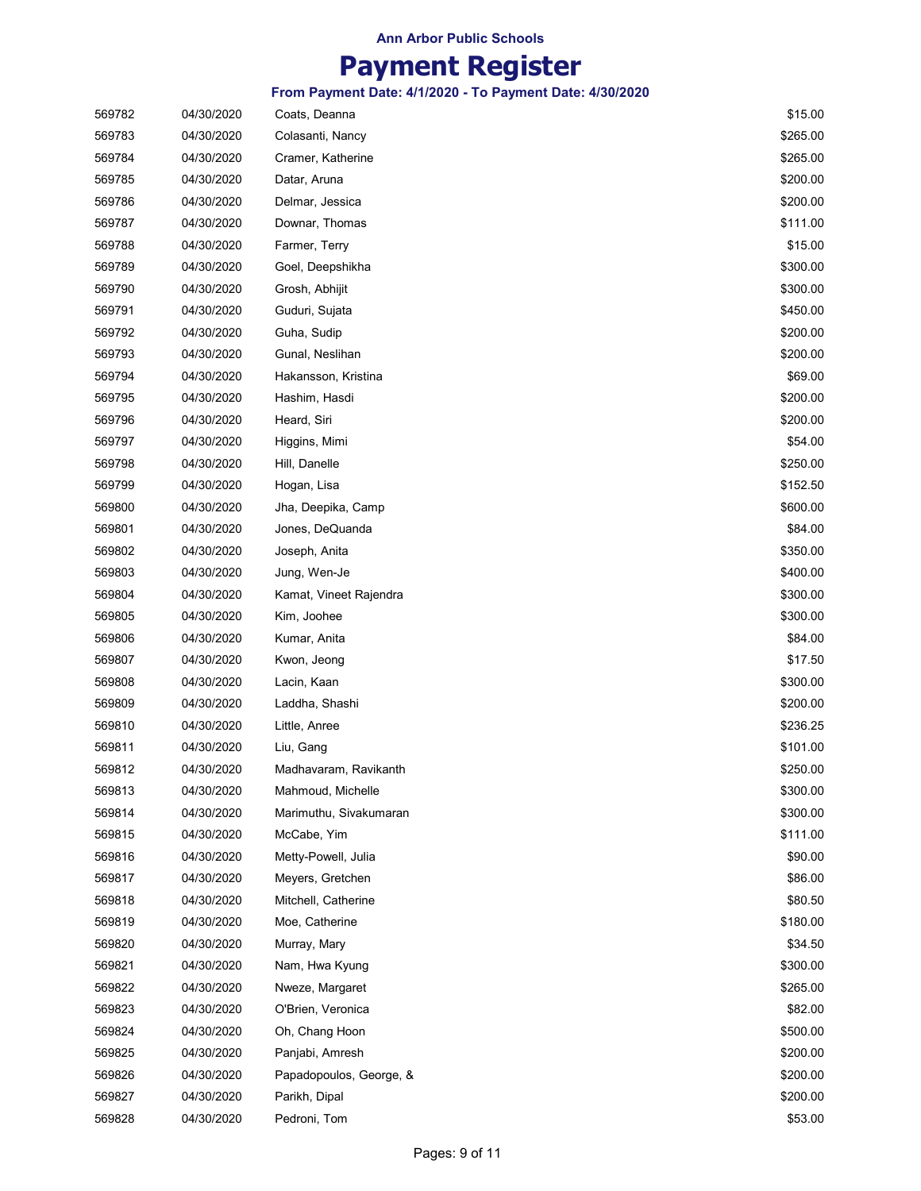Ann Arbor Public Schools

# Payment Register

### From Payment Date: 4/1/2020 - To Payment Date: 4/30/2020

| | | | |
|---|---|---|---|
| 569782 | 04/30/2020 | Coats, Deanna | $15.00 |
| 569783 | 04/30/2020 | Colasanti, Nancy | $265.00 |
| 569784 | 04/30/2020 | Cramer, Katherine | $265.00 |
| 569785 | 04/30/2020 | Datar, Aruna | $200.00 |
| 569786 | 04/30/2020 | Delmar, Jessica | $200.00 |
| 569787 | 04/30/2020 | Downar, Thomas | $111.00 |
| 569788 | 04/30/2020 | Farmer, Terry | $15.00 |
| 569789 | 04/30/2020 | Goel, Deepshikha | $300.00 |
| 569790 | 04/30/2020 | Grosh, Abhijit | $300.00 |
| 569791 | 04/30/2020 | Guduri, Sujata | $450.00 |
| 569792 | 04/30/2020 | Guha, Sudip | $200.00 |
| 569793 | 04/30/2020 | Gunal, Neslihan | $200.00 |
| 569794 | 04/30/2020 | Hakansson, Kristina | $69.00 |
| 569795 | 04/30/2020 | Hashim, Hasdi | $200.00 |
| 569796 | 04/30/2020 | Heard, Siri | $200.00 |
| 569797 | 04/30/2020 | Higgins, Mimi | $54.00 |
| 569798 | 04/30/2020 | Hill, Danelle | $250.00 |
| 569799 | 04/30/2020 | Hogan, Lisa | $152.50 |
| 569800 | 04/30/2020 | Jha, Deepika, Camp | $600.00 |
| 569801 | 04/30/2020 | Jones, DeQuanda | $84.00 |
| 569802 | 04/30/2020 | Joseph, Anita | $350.00 |
| 569803 | 04/30/2020 | Jung, Wen-Je | $400.00 |
| 569804 | 04/30/2020 | Kamat, Vineet Rajendra | $300.00 |
| 569805 | 04/30/2020 | Kim, Joohee | $300.00 |
| 569806 | 04/30/2020 | Kumar, Anita | $84.00 |
| 569807 | 04/30/2020 | Kwon, Jeong | $17.50 |
| 569808 | 04/30/2020 | Lacin, Kaan | $300.00 |
| 569809 | 04/30/2020 | Laddha, Shashi | $200.00 |
| 569810 | 04/30/2020 | Little, Anree | $236.25 |
| 569811 | 04/30/2020 | Liu, Gang | $101.00 |
| 569812 | 04/30/2020 | Madhavaram, Ravikanth | $250.00 |
| 569813 | 04/30/2020 | Mahmoud, Michelle | $300.00 |
| 569814 | 04/30/2020 | Marimuthu, Sivakumaran | $300.00 |
| 569815 | 04/30/2020 | McCabe, Yim | $111.00 |
| 569816 | 04/30/2020 | Metty-Powell, Julia | $90.00 |
| 569817 | 04/30/2020 | Meyers, Gretchen | $86.00 |
| 569818 | 04/30/2020 | Mitchell, Catherine | $80.50 |
| 569819 | 04/30/2020 | Moe, Catherine | $180.00 |
| 569820 | 04/30/2020 | Murray, Mary | $34.50 |
| 569821 | 04/30/2020 | Nam, Hwa Kyung | $300.00 |
| 569822 | 04/30/2020 | Nweze, Margaret | $265.00 |
| 569823 | 04/30/2020 | O'Brien, Veronica | $82.00 |
| 569824 | 04/30/2020 | Oh, Chang Hoon | $500.00 |
| 569825 | 04/30/2020 | Panjabi, Amresh | $200.00 |
| 569826 | 04/30/2020 | Papadopoulos, George, & | $200.00 |
| 569827 | 04/30/2020 | Parikh, Dipal | $200.00 |
| 569828 | 04/30/2020 | Pedroni, Tom | $53.00 |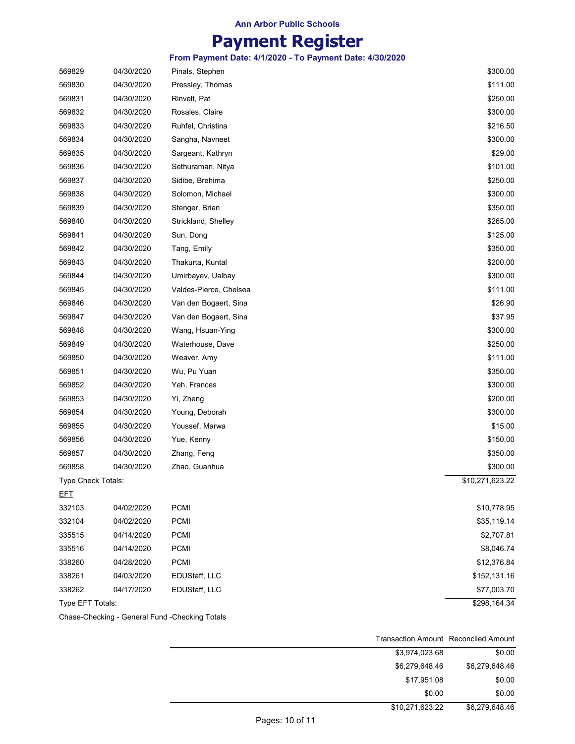**Ann Arbor Public Schools**

# Payment Register

**From Payment Date: 4/1/2020 - To Payment Date: 4/30/2020**

| | | | |
|---|---|---|---|
| 569829 | 04/30/2020 | Pinals, Stephen | $300.00 |
| 569830 | 04/30/2020 | Pressley, Thomas | $111.00 |
| 569831 | 04/30/2020 | Rinvelt, Pat | $250.00 |
| 569832 | 04/30/2020 | Rosales, Claire | $300.00 |
| 569833 | 04/30/2020 | Ruhfel, Christina | $216.50 |
| 569834 | 04/30/2020 | Sangha, Navneet | $300.00 |
| 569835 | 04/30/2020 | Sargeant, Kathryn | $29.00 |
| 569836 | 04/30/2020 | Sethuraman, Nitya | $101.00 |
| 569837 | 04/30/2020 | Sidibe, Brehima | $250.00 |
| 569838 | 04/30/2020 | Solomon, Michael | $300.00 |
| 569839 | 04/30/2020 | Stenger, Brian | $350.00 |
| 569840 | 04/30/2020 | Strickland, Shelley | $265.00 |
| 569841 | 04/30/2020 | Sun, Dong | $125.00 |
| 569842 | 04/30/2020 | Tang, Emily | $350.00 |
| 569843 | 04/30/2020 | Thakurta, Kuntal | $200.00 |
| 569844 | 04/30/2020 | Umirbayev, Ualbay | $300.00 |
| 569845 | 04/30/2020 | Valdes-Pierce, Chelsea | $111.00 |
| 569846 | 04/30/2020 | Van den Bogaert, Sina | $26.90 |
| 569847 | 04/30/2020 | Van den Bogaert, Sina | $37.95 |
| 569848 | 04/30/2020 | Wang, Hsuan-Ying | $300.00 |
| 569849 | 04/30/2020 | Waterhouse, Dave | $250.00 |
| 569850 | 04/30/2020 | Weaver, Amy | $111.00 |
| 569851 | 04/30/2020 | Wu, Pu Yuan | $350.00 |
| 569852 | 04/30/2020 | Yeh, Frances | $300.00 |
| 569853 | 04/30/2020 | Yi, Zheng | $200.00 |
| 569854 | 04/30/2020 | Young, Deborah | $300.00 |
| 569855 | 04/30/2020 | Youssef, Marwa | $15.00 |
| 569856 | 04/30/2020 | Yue, Kenny | $150.00 |
| 569857 | 04/30/2020 | Zhang, Feng | $350.00 |
| 569858 | 04/30/2020 | Zhao, Guanhua | $300.00 |
| Type Check Totals: | | | $10,271,623.22 |

EFT

| | | | |
|---|---|---|---|
| 332103 | 04/02/2020 | PCMI | $10,778.95 |
| 332104 | 04/02/2020 | PCMI | $35,119.14 |
| 335515 | 04/14/2020 | PCMI | $2,707.81 |
| 335516 | 04/14/2020 | PCMI | $8,046.74 |
| 338260 | 04/28/2020 | PCMI | $12,376.84 |
| 338261 | 04/03/2020 | EDUStaff, LLC | $152,131.16 |
| 338262 | 04/17/2020 | EDUStaff, LLC | $77,003.70 |
| Type EFT Totals: | | | $298,164.34 |

Chase-Checking - General Fund -Checking Totals

| Transaction Amount | Reconciled Amount |
|---|---|
| $3,974,023.68 | $0.00 |
| $6,279,648.46 | $6,279,648.46 |
| $17,951.08 | $0.00 |
| $0.00 | $0.00 |
| $10,271,623.22 | $6,279,648.46 |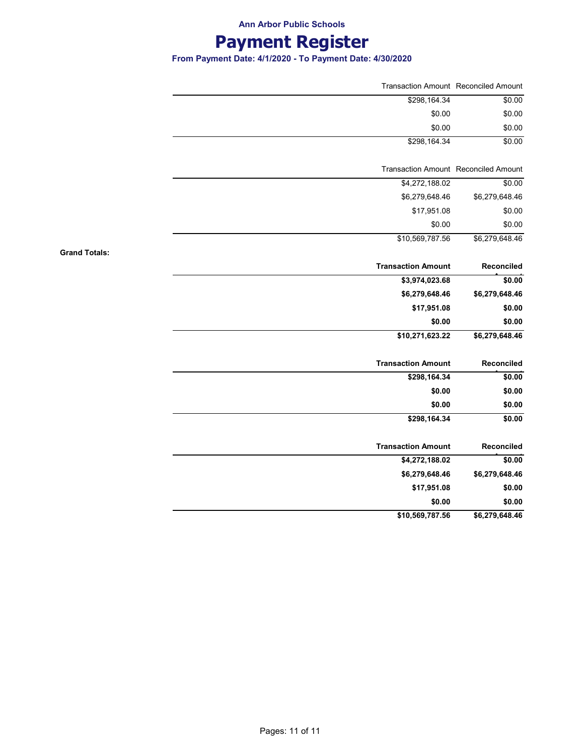Ann Arbor Public Schools

# Payment Register

**From Payment Date: 4/1/2020 - To Payment Date: 4/30/2020**

| Transaction Amount | Reconciled Amount |
|---|---|
| $298,164.34 | $0.00 |
| $0.00 | $0.00 |
| $0.00 | $0.00 |
| $298,164.34 | $0.00 |

| Transaction Amount | Reconciled Amount |
|---|---|
| $4,272,188.02 | $0.00 |
| $6,279,648.46 | $6,279,648.46 |
| $17,951.08 | $0.00 |
| $0.00 | $0.00 |
| $10,569,787.56 | $6,279,648.46 |

**Grand Totals:**

| **Transaction Amount** | **Reconciled Amount** |
|---|---|
| **$3,974,023.68** | **$0.00** |
| **$6,279,648.46** | **$6,279,648.46** |
| **$17,951.08** | **$0.00** |
| **$0.00** | **$0.00** |
| **$10,271,623.22** | **$6,279,648.46** |

| **Transaction Amount** | **Reconciled Amount** |
|---|---|
| **$298,164.34** | **$0.00** |
| **$0.00** | **$0.00** |
| **$0.00** | **$0.00** |
| **$298,164.34** | **$0.00** |

| **Transaction Amount** | **Reconciled Amount** |
|---|---|
| **$4,272,188.02** | **$0.00** |
| **$6,279,648.46** | **$6,279,648.46** |
| **$17,951.08** | **$0.00** |
| **$0.00** | **$0.00** |
| **$10,569,787.56** | **$6,279,648.46** |